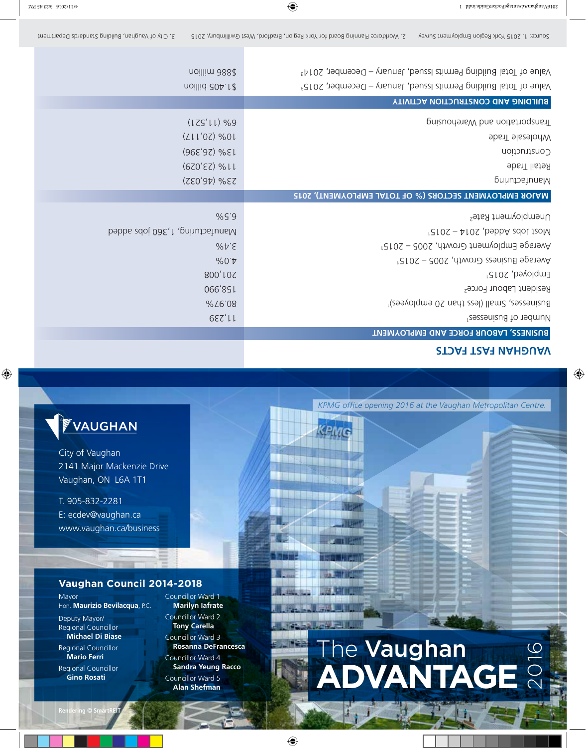# VAUGHAN FAST FACTS

| BUSINESS, LABOUR FORCE AND EMPLOYMENT | |
|---|---|
| Number of Businesses[1] | 11,239 |
| Businesses, Small (less than 20 employees)[1] | 80.97% |
| Resident Labour Force[2] | 158,990 |
| Employed, 2015[1] | 201,008 |
| Average Business Growth, 2005 – 2015[1] | 4.0% |
| Average Employment Growth, 2005 – 2015[1] | 3.4% |
| Most Jobs Added, 2014 – 2015[1] | Manufacturing, 1,360 jobs added |
| Unemployment Rate[2] | 6.5% |

| MAJOR EMPLOYMENT SECTORS (% OF TOTAL EMPLOYMENT), 2015 | |
|---|---|
| Manufacturing | 23% (46,032) |
| Retail Trade | 11% (23,029) |
| Construction | 13% (26,396) |
| Wholesale Trade | 10% (20,117) |
| Transportation and Warehousing | 6% (11,521) |

| BUILDING AND CONSTRUCTION ACTIVITY | |
|---|---|
| Value of Total Building Permits Issued, January – December, 2015[3] | $1.405 billion |
| Value of Total Building Permits Issued, January – December, 2014[3] | $886 million |

Source: 1. 2015 York Region Employment Survey 2. Workforce Planning Board for York Region, Bradford, West Gwillimbury, 2015 3. City of Vaughan, Building Standards Department

*KPMG office opening 2016 at the Vaughan Metropolitan Centre.*

VAUGHAN

City of Vaughan
2141 Major Mackenzie Drive
Vaughan, ON L6A 1T1

T. 905-832-2281
E: ecdev@vaughan.ca
www.vaughan.ca/business

## Vaughan Council 2014-2018

Mayor
Hon. **Maurizio Bevilacqua**, P.C.

Deputy Mayor/
Regional Councillor
**Michael Di Biase**

Regional Councillor
**Mario Ferri**

Regional Councillor
**Gino Rosati**

Councillor Ward 1
**Marilyn Iafrate**

Councillor Ward 2
**Tony Carella**

Councillor Ward 3
**Rosanna DeFrancesca**

Councillor Ward 4
**Sandra Yeung Racco**

Councillor Ward 5
**Alan Shefman**

# The Vaughan ADVANTAGE 2016

Rendering © SmartREIT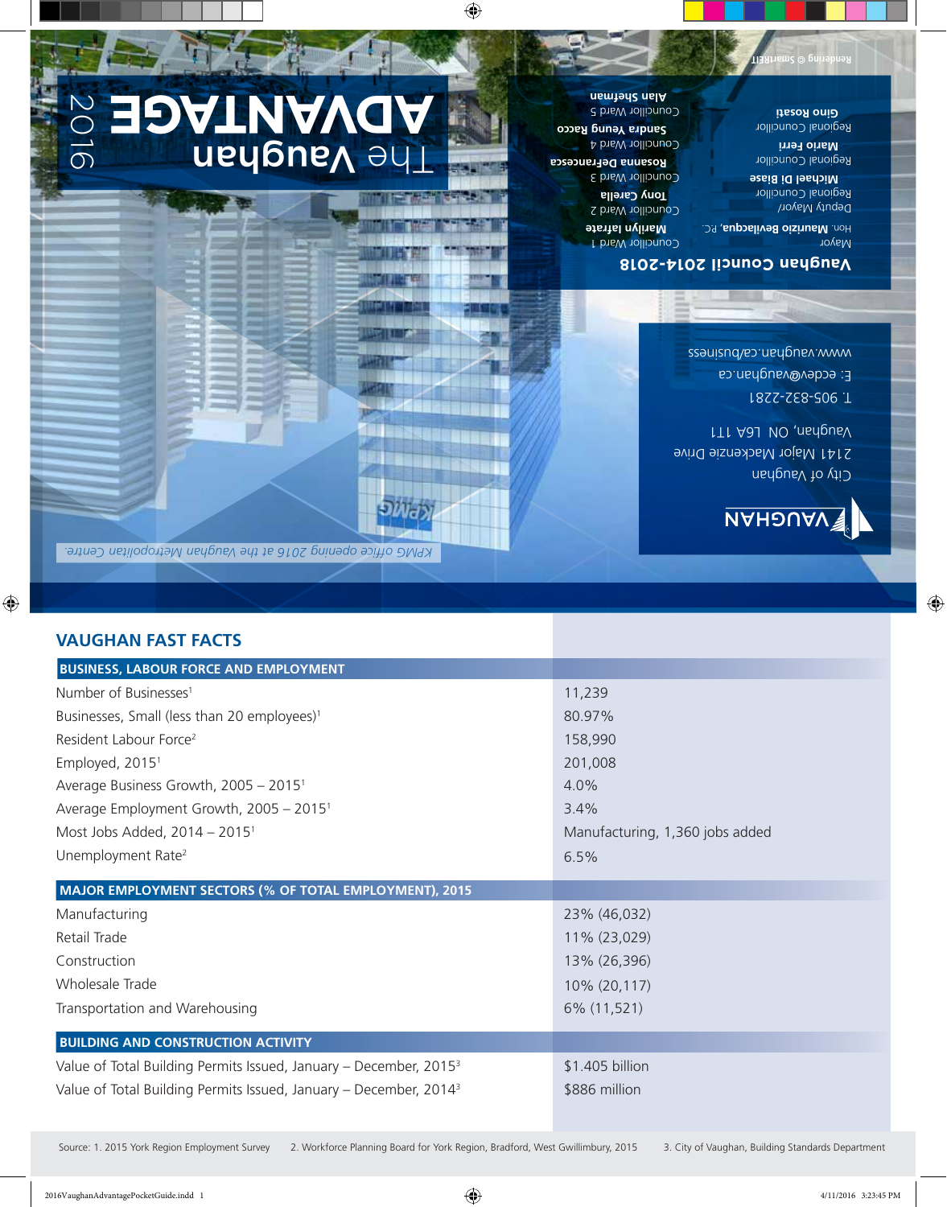# 2016 The Vaughan ADVANTAGE

KPMG office opening 2016 at the Vaughan Metropolitan Centre.

Rendering © SmartREIT

## Vaughan Council 2014-2018

Mayor
Hon. **Maurizio Bevilacqua**, P.C.

Deputy Mayor
Regional Councillor
**Michael Di Biase**

Regional Councillor
**Mario Ferri**

Regional Councillor
**Gino Rosati**

Councillor Ward 1
**Marilyn Iafrate**

Councillor Ward 2
**Tony Carella**

Councillor Ward 3
**Rosanna DeFrancesca**

Councillor Ward 4
**Sandra Yeung Racco**

Councillor Ward 5
**Alan Shefman**

VAUGHAN

City of Vaughan
2141 Major Mackenzie Drive
Vaughan, ON L6A 1T1

T. 905-832-2281
E: ecdev@vaughan.ca
www.vaughan.ca/business

## VAUGHAN FAST FACTS

| BUSINESS, LABOUR FORCE AND EMPLOYMENT | |
|---|---|
| Number of Businesses[1] | 11,239 |
| Businesses, Small (less than 20 employees)[1] | 80.97% |
| Resident Labour Force[2] | 158,990 |
| Employed, 2015[1] | 201,008 |
| Average Business Growth, 2005 – 2015[1] | 4.0% |
| Average Employment Growth, 2005 – 2015[1] | 3.4% |
| Most Jobs Added, 2014 – 2015[1] | Manufacturing, 1,360 jobs added |
| Unemployment Rate[2] | 6.5% |

| MAJOR EMPLOYMENT SECTORS (% OF TOTAL EMPLOYMENT), 2015 | |
|---|---|
| Manufacturing | 23% (46,032) |
| Retail Trade | 11% (23,029) |
| Construction | 13% (26,396) |
| Wholesale Trade | 10% (20,117) |
| Transportation and Warehousing | 6% (11,521) |

| BUILDING AND CONSTRUCTION ACTIVITY | |
|---|---|
| Value of Total Building Permits Issued, January – December, 2015[3] | $1.405 billion |
| Value of Total Building Permits Issued, January – December, 2014[3] | $886 million |

Source: 1. 2015 York Region Employment Survey 2. Workforce Planning Board for York Region, Bradford, West Gwillimbury, 2015 3. City of Vaughan, Building Standards Department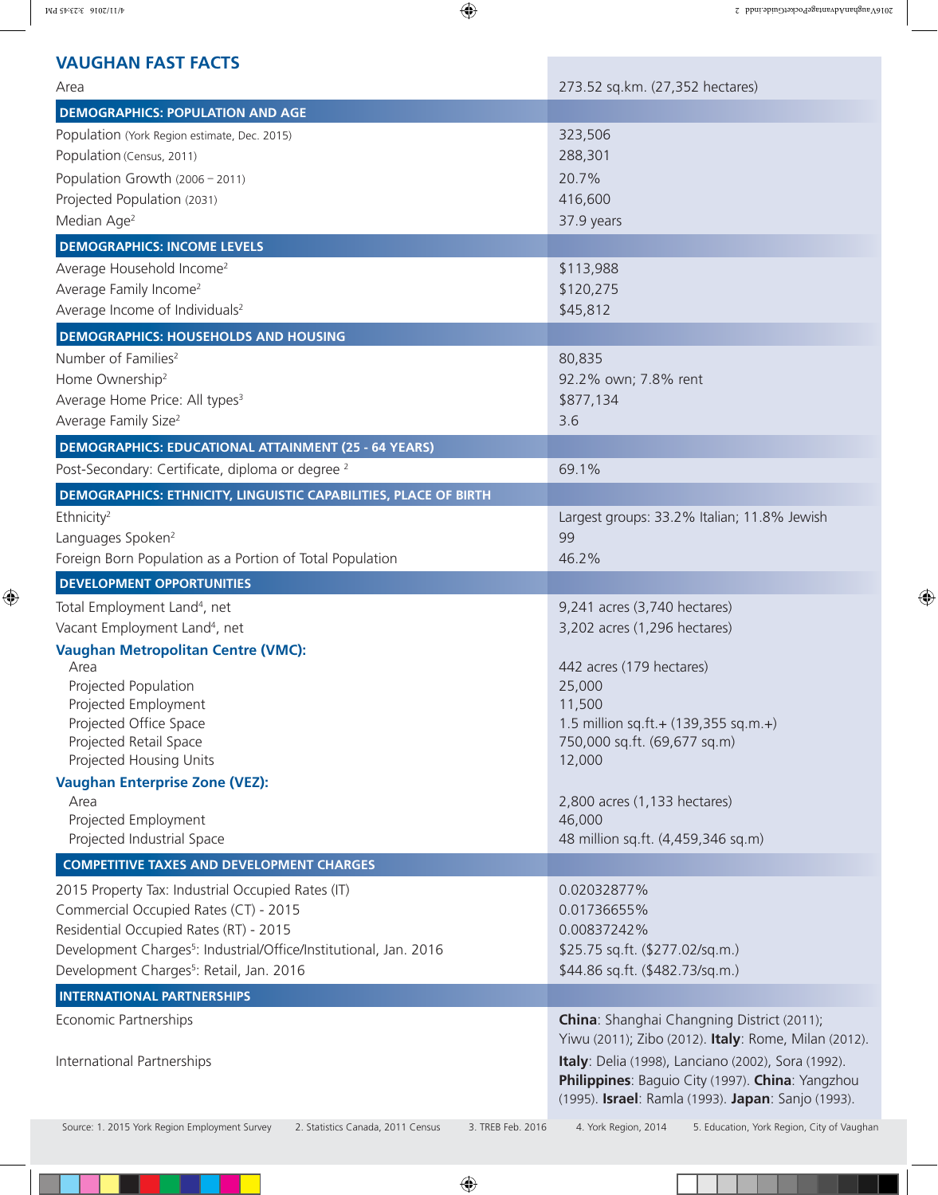## VAUGHAN FAST FACTS

| | |
|---|---|
| Area | 273.52 sq.km. (27,352 hectares) |
| **DEMOGRAPHICS: POPULATION AND AGE** | |
| Population (York Region estimate, Dec. 2015) | 323,506 |
| Population (Census, 2011) | 288,301 |
| Population Growth (2006 – 2011) | 20.7% |
| Projected Population (2031) | 416,600 |
| Median Age[2] | 37.9 years |
| **DEMOGRAPHICS: INCOME LEVELS** | |
| Average Household Income[2] | $113,988 |
| Average Family Income[2] | $120,275 |
| Average Income of Individuals[2] | $45,812 |
| **DEMOGRAPHICS: HOUSEHOLDS AND HOUSING** | |
| Number of Families[2] | 80,835 |
| Home Ownership[2] | 92.2% own; 7.8% rent |
| Average Home Price: All types[3] | $877,134 |
| Average Family Size[2] | 3.6 |
| **DEMOGRAPHICS: EDUCATIONAL ATTAINMENT (25 - 64 YEARS)** | |
| Post-Secondary: Certificate, diploma or degree [2] | 69.1% |
| **DEMOGRAPHICS: ETHNICITY, LINGUISTIC CAPABILITIES, PLACE OF BIRTH** | |
| Ethnicity[2] | Largest groups: 33.2% Italian; 11.8% Jewish |
| Languages Spoken[2] | 99 |
| Foreign Born Population as a Portion of Total Population | 46.2% |
| **DEVELOPMENT OPPORTUNITIES** | |
| Total Employment Land[4], net | 9,241 acres (3,740 hectares) |
| Vacant Employment Land[4], net | 3,202 acres (1,296 hectares) |
| **Vaughan Metropolitan Centre (VMC):** | |
| Area | 442 acres (179 hectares) |
| Projected Population | 25,000 |
| Projected Employment | 11,500 |
| Projected Office Space | 1.5 million sq.ft.+ (139,355 sq.m.+) |
| Projected Retail Space | 750,000 sq.ft. (69,677 sq.m) |
| Projected Housing Units | 12,000 |
| **Vaughan Enterprise Zone (VEZ):** | |
| Area | 2,800 acres (1,133 hectares) |
| Projected Employment | 46,000 |
| Projected Industrial Space | 48 million sq.ft. (4,459,346 sq.m) |
| **COMPETITIVE TAXES AND DEVELOPMENT CHARGES** | |
| 2015 Property Tax: Industrial Occupied Rates (IT) | 0.02032877% |
| Commercial Occupied Rates (CT) - 2015 | 0.01736655% |
| Residential Occupied Rates (RT) - 2015 | 0.00837242% |
| Development Charges[5]: Industrial/Office/Institutional, Jan. 2016 | $25.75 sq.ft. ($277.02/sq.m.) |
| Development Charges[5]: Retail, Jan. 2016 | $44.86 sq.ft. ($482.73/sq.m.) |
| **INTERNATIONAL PARTNERSHIPS** | |
| Economic Partnerships | **China**: Shanghai Changning District (2011); Yiwu (2011); Zibo (2012). **Italy**: Rome, Milan (2012). |
| International Partnerships | **Italy**: Delia (1998), Lanciano (2002), Sora (1992). **Philippines**: Baguio City (1997). **China**: Yangzhou (1995). **Israel**: Ramla (1993). **Japan**: Sanjo (1993). |

Source: 1. 2015 York Region Employment Survey 2. Statistics Canada, 2011 Census 3. TREB Feb. 2016 4. York Region, 2014 5. Education, York Region, City of Vaughan